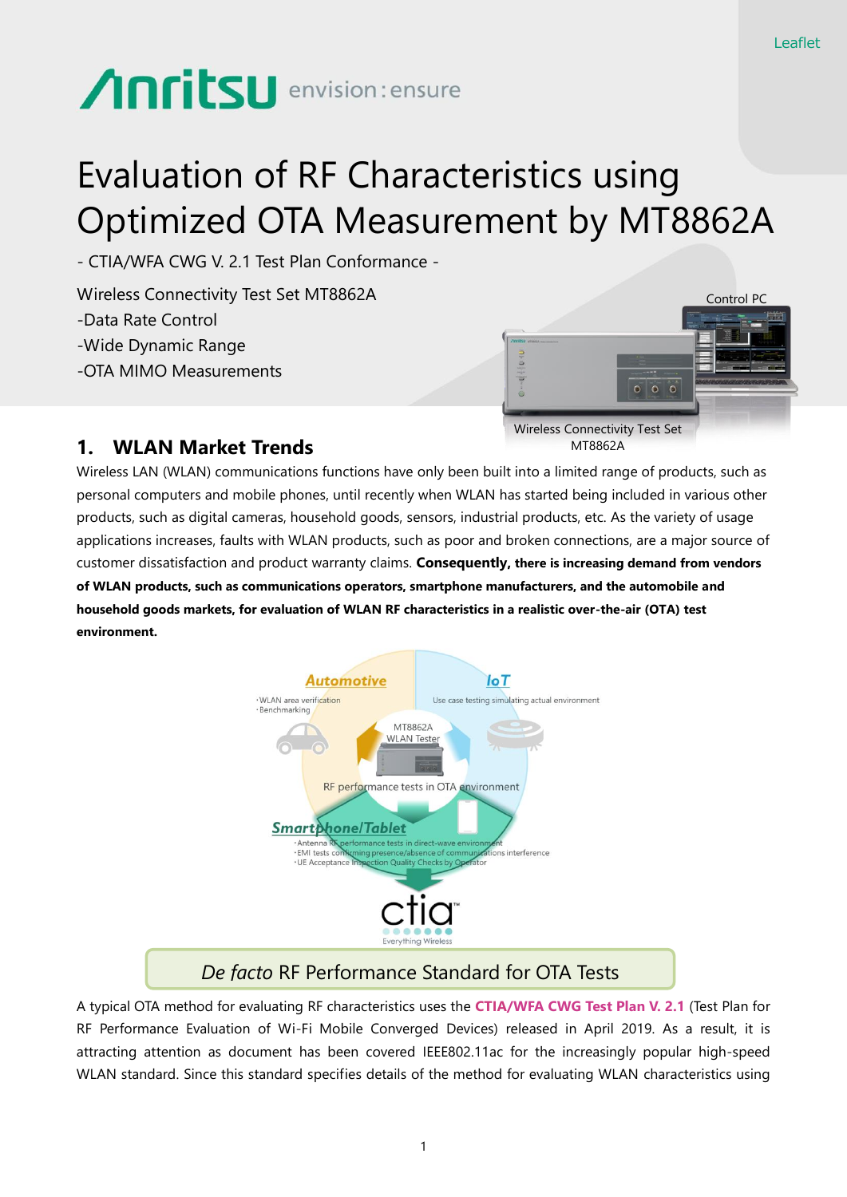Leaflet

# Evaluation of RF Characteristics using Optimized OTA Measurement by MT8862A

- CTIA/WFA CWG V. 2.1 Test Plan Conformance -

Wireless Connectivity Test Set MT8862A

-Data Rate Control

-Wide Dynamic Range

-OTA MIMO Measurements

Control PC

Wireless Connectivity Test Set MT8862A

## 1. WLAN Market Trends

Wireless LAN (WLAN) communications functions have only been built into a limited range of products, such as personal computers and mobile phones, until recently when WLAN has started being included in various other products, such as digital cameras, household goods, sensors, industrial products, etc. As the variety of usage applications increases, faults with WLAN products, such as poor and broken connections, are a major source of customer dissatisfaction and product warranty claims. **Consequently, there is increasing demand from vendors of WLAN products, such as communications operators, smartphone manufacturers, and the automobile and household goods markets, for evaluation of WLAN RF characteristics in a realistic over-the-air (OTA) test environment.**

**Automotive**
- WLAN area verification
- Benchmarking

**IoT**
Use case testing simulating actual environment

MT8862A WLAN Tester

RF performance tests in OTA environment

**Smartphone/Tablet**
- Antenna RF performance tests in direct-wave environment
- EMI tests confirming presence/absence of communications interference
- UE Acceptance Inspection Quality Checks by Operator

ctia Everything Wireless

*De facto* RF Performance Standard for OTA Tests

A typical OTA method for evaluating RF characteristics uses the **CTIA/WFA CWG Test Plan V. 2.1** (Test Plan for RF Performance Evaluation of Wi-Fi Mobile Converged Devices) released in April 2019. As a result, it is attracting attention as document has been covered IEEE802.11ac for the increasingly popular high-speed WLAN standard. Since this standard specifies details of the method for evaluating WLAN characteristics using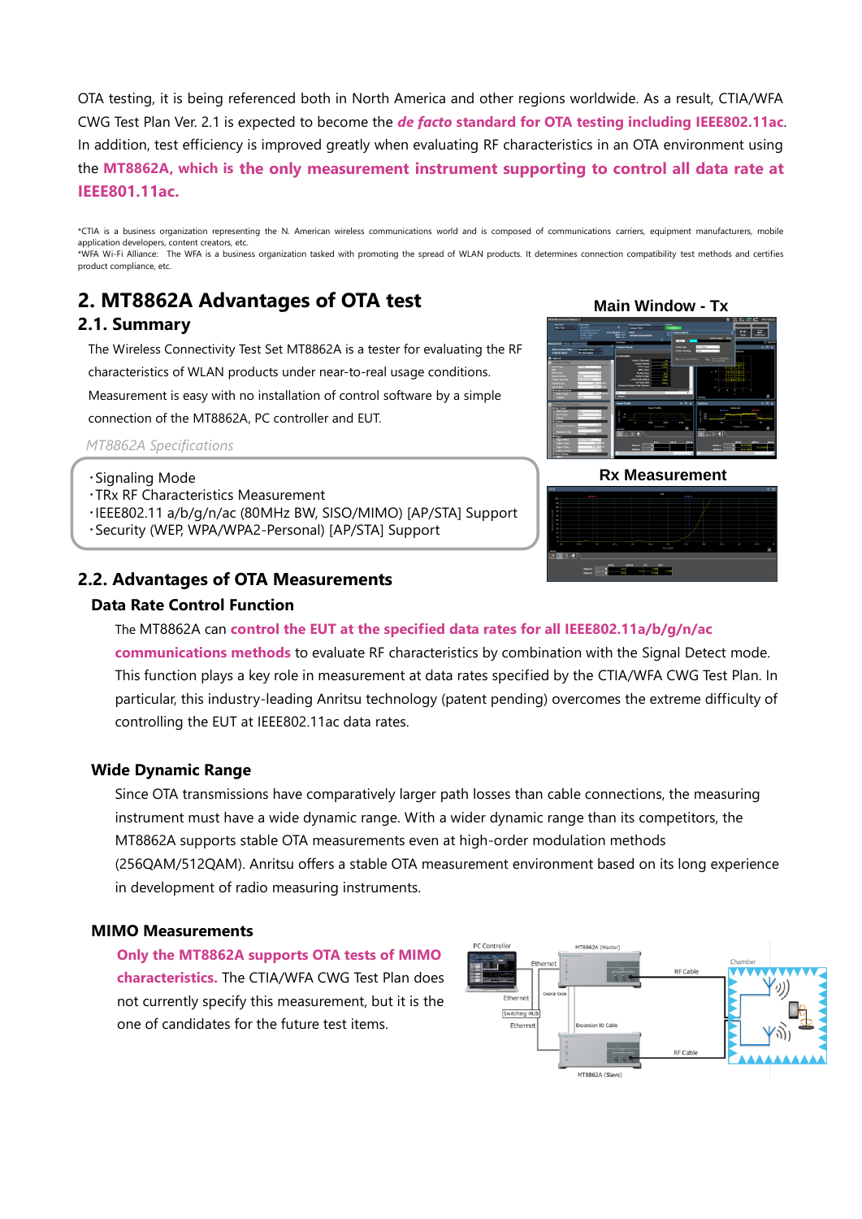OTA testing, it is being referenced both in North America and other regions worldwide. As a result, CTIA/WFA CWG Test Plan Ver. 2.1 is expected to become the ***de facto* standard for OTA testing including IEEE802.11ac**. In addition, test efficiency is improved greatly when evaluating RF characteristics in an OTA environment using the **MT8862A, which is the only measurement instrument supporting to control all data rate at IEEE801.11ac.**

*CTIA is a business organization representing the N. American wireless communications world and is composed of communications carriers, equipment manufacturers, mobile application developers, content creators, etc.
*WFA Wi-Fi Alliance: The WFA is a business organization tasked with promoting the spread of WLAN products. It determines connection compatibility test methods and certifies product compliance, etc.

## 2. MT8862A Advantages of OTA test

### 2.1. Summary

The Wireless Connectivity Test Set MT8862A is a tester for evaluating the RF characteristics of WLAN products under near-to-real usage conditions. Measurement is easy with no installation of control software by a simple connection of the MT8862A, PC controller and EUT.

*MT8862A Specifications*

- Signaling Mode
- TRx RF Characteristics Measurement
- IEEE802.11 a/b/g/n/ac (80MHz BW, SISO/MIMO) [AP/STA] Support
- Security (WEP, WPA/WPA2-Personal) [AP/STA] Support

Main Window - Tx

Rx Measurement

### 2.2. Advantages of OTA Measurements

#### Data Rate Control Function

The MT8862A can **control the EUT at the specified data rates for all IEEE802.11a/b/g/n/ac communications methods** to evaluate RF characteristics by combination with the Signal Detect mode. This function plays a key role in measurement at data rates specified by the CTIA/WFA CWG Test Plan. In particular, this industry-leading Anritsu technology (patent pending) overcomes the extreme difficulty of controlling the EUT at IEEE802.11ac data rates.

#### Wide Dynamic Range

Since OTA transmissions have comparatively larger path losses than cable connections, the measuring instrument must have a wide dynamic range. With a wider dynamic range than its competitors, the MT8862A supports stable OTA measurements even at high-order modulation methods (256QAM/512QAM). Anritsu offers a stable OTA measurement environment based on its long experience in development of radio measuring instruments.

#### MIMO Measurements

**Only the MT8862A supports OTA tests of MIMO characteristics.** The CTIA/WFA CWG Test Plan does not currently specify this measurement, but it is the one of candidates for the future test items.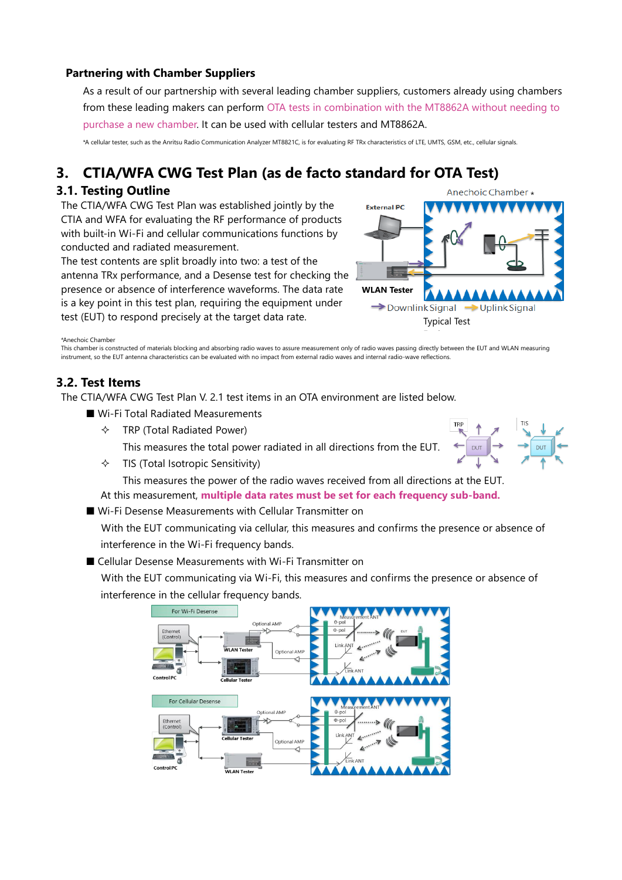**Partnering with Chamber Suppliers**

As a result of our partnership with several leading chamber suppliers, customers already using chambers from these leading makers can perform OTA tests in combination with the MT8862A without needing to purchase a new chamber. It can be used with cellular testers and MT8862A.

*A cellular tester, such as the Anritsu Radio Communication Analyzer MT8821C, is for evaluating RF TRx characteristics of LTE, UMTS, GSM, etc., cellular signals.

# 3. CTIA/WFA CWG Test Plan (as de facto standard for OTA Test)

## 3.1. Testing Outline

The CTIA/WFA CWG Test Plan was established jointly by the CTIA and WFA for evaluating the RF performance of products with built-in Wi-Fi and cellular communications functions by conducted and radiated measurement.

The test contents are split broadly into two: a test of the antenna TRx performance, and a Desense test for checking the presence or absence of interference waveforms. The data rate is a key point in this test plan, requiring the equipment under test (EUT) to respond precisely at the target data rate.

Typical Test

*Anechoic Chamber
This chamber is constructed of materials blocking and absorbing radio waves to assure measurement only of radio waves passing directly between the EUT and WLAN measuring instrument, so the EUT antenna characteristics can be evaluated with no impact from external radio waves and internal radio-wave reflections.

## 3.2. Test Items

The CTIA/WFA CWG Test Plan V. 2.1 test items in an OTA environment are listed below.

- Wi-Fi Total Radiated Measurements
  - TRP (Total Radiated Power)
    This measures the total power radiated in all directions from the EUT.
  - TIS (Total Isotropic Sensitivity)
    This measures the power of the radio waves received from all directions at the EUT.

  At this measurement, **multiple data rates must be set for each frequency sub-band.**
- Wi-Fi Desense Measurements with Cellular Transmitter on
  With the EUT communicating via cellular, this measures and confirms the presence or absence of interference in the Wi-Fi frequency bands.
- Cellular Desense Measurements with Wi-Fi Transmitter on
  With the EUT communicating via Wi-Fi, this measures and confirms the presence or absence of interference in the cellular frequency bands.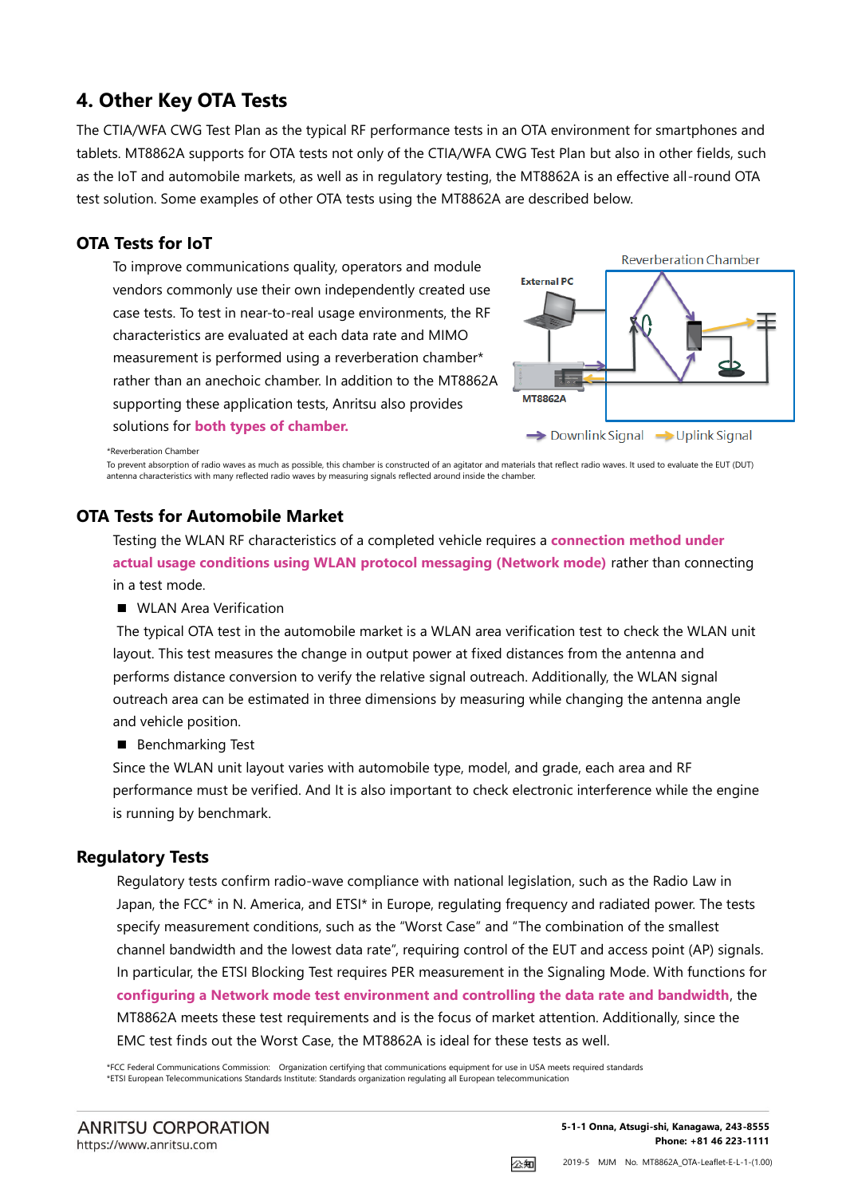# 4. Other Key OTA Tests

The CTIA/WFA CWG Test Plan as the typical RF performance tests in an OTA environment for smartphones and tablets. MT8862A supports for OTA tests not only of the CTIA/WFA CWG Test Plan but also in other fields, such as the IoT and automobile markets, as well as in regulatory testing, the MT8862A is an effective all-round OTA test solution. Some examples of other OTA tests using the MT8862A are described below.

## OTA Tests for IoT

To improve communications quality, operators and module vendors commonly use their own independently created use case tests. To test in near-to-real usage environments, the RF characteristics are evaluated at each data rate and MIMO measurement is performed using a reverberation chamber* rather than an anechoic chamber. In addition to the MT8862A supporting these application tests, Anritsu also provides solutions for **both types of chamber.**

Reverberation Chamber

External PC

MT8862A

Downlink Signal

Uplink Signal

*Reverberation Chamber
To prevent absorption of radio waves as much as possible, this chamber is constructed of an agitator and materials that reflect radio waves. It used to evaluate the EUT (DUT) antenna characteristics with many reflected radio waves by measuring signals reflected around inside the chamber.

## OTA Tests for Automobile Market

Testing the WLAN RF characteristics of a completed vehicle requires a **connection method under actual usage conditions using WLAN protocol messaging (Network mode)** rather than connecting in a test mode.

- WLAN Area Verification

The typical OTA test in the automobile market is a WLAN area verification test to check the WLAN unit layout. This test measures the change in output power at fixed distances from the antenna and performs distance conversion to verify the relative signal outreach. Additionally, the WLAN signal outreach area can be estimated in three dimensions by measuring while changing the antenna angle and vehicle position.

- Benchmarking Test

Since the WLAN unit layout varies with automobile type, model, and grade, each area and RF performance must be verified. And It is also important to check electronic interference while the engine is running by benchmark.

## Regulatory Tests

Regulatory tests confirm radio-wave compliance with national legislation, such as the Radio Law in Japan, the FCC* in N. America, and ETSI* in Europe, regulating frequency and radiated power. The tests specify measurement conditions, such as the "Worst Case" and "The combination of the smallest channel bandwidth and the lowest data rate", requiring control of the EUT and access point (AP) signals. In particular, the ETSI Blocking Test requires PER measurement in the Signaling Mode. With functions for **configuring a Network mode test environment and controlling the data rate and bandwidth**, the MT8862A meets these test requirements and is the focus of market attention. Additionally, since the EMC test finds out the Worst Case, the MT8862A is ideal for these tests as well.

*FCC Federal Communications Commission: Organization certifying that communications equipment for use in USA meets required standards
*ETSI European Telecommunications Standards Institute: Standards organization regulating all European telecommunication

ANRITSU CORPORATION
https://www.anritsu.com

5-1-1 Onna, Atsugi-shi, Kanagawa, 243-8555
Phone: +81 46 223-1111

公知 2019-5 MJM No. MT8862A_OTA-Leaflet-E-L-1-(1.00)